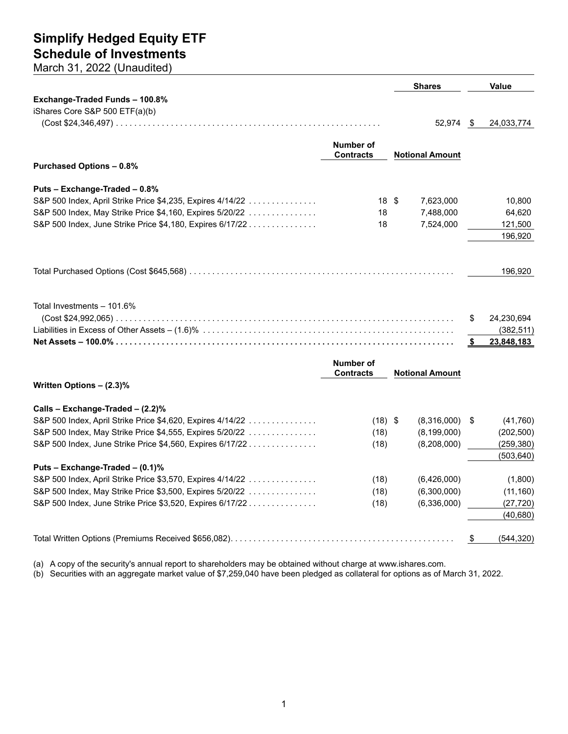# Simplify Hedged Equity ETF
## Schedule of Investments
March 31, 2022 (Unaudited)

| | Shares | Value |
|---|---|---|
| **Exchange-Traded Funds – 100.8%** | | |
| iShares Core S&P 500 ETF(a)(b) (Cost $24,346,497) | 52,974 | $ 24,033,774 |

| | Number of Contracts | Notional Amount | Value |
|---|---|---|---|
| **Purchased Options – 0.8%** | | | |
| **Puts – Exchange-Traded – 0.8%** | | | |
| S&P 500 Index, April Strike Price $4,235, Expires 4/14/22 | 18 | $ 7,623,000 | 10,800 |
| S&P 500 Index, May Strike Price $4,160, Expires 5/20/22 | 18 | 7,488,000 | 64,620 |
| S&P 500 Index, June Strike Price $4,180, Expires 6/17/22 | 18 | 7,524,000 | 121,500 |
| | | | 196,920 |
| Total Purchased Options (Cost $645,568) | | | 196,920 |
| Total Investments – 101.6% (Cost $24,992,065) | | | $ 24,230,694 |
| Liabilities in Excess of Other Assets – (1.6)% | | | (382,511) |
| **Net Assets – 100.0%** | | | **$ 23,848,183** |

| | Number of Contracts | Notional Amount | Value |
|---|---|---|---|
| **Written Options – (2.3)%** | | | |
| **Calls – Exchange-Traded – (2.2)%** | | | |
| S&P 500 Index, April Strike Price $4,620, Expires 4/14/22 | (18) | $ (8,316,000) | $ (41,760) |
| S&P 500 Index, May Strike Price $4,555, Expires 5/20/22 | (18) | (8,199,000) | (202,500) |
| S&P 500 Index, June Strike Price $4,560, Expires 6/17/22 | (18) | (8,208,000) | (259,380) |
| | | | (503,640) |
| **Puts – Exchange-Traded – (0.1)%** | | | |
| S&P 500 Index, April Strike Price $3,570, Expires 4/14/22 | (18) | (6,426,000) | (1,800) |
| S&P 500 Index, May Strike Price $3,500, Expires 5/20/22 | (18) | (6,300,000) | (11,160) |
| S&P 500 Index, June Strike Price $3,520, Expires 6/17/22 | (18) | (6,336,000) | (27,720) |
| | | | (40,680) |
| Total Written Options (Premiums Received $656,082) | | | $ (544,320) |

(a) A copy of the security's annual report to shareholders may be obtained without charge at www.ishares.com.
(b) Securities with an aggregate market value of $7,259,040 have been pledged as collateral for options as of March 31, 2022.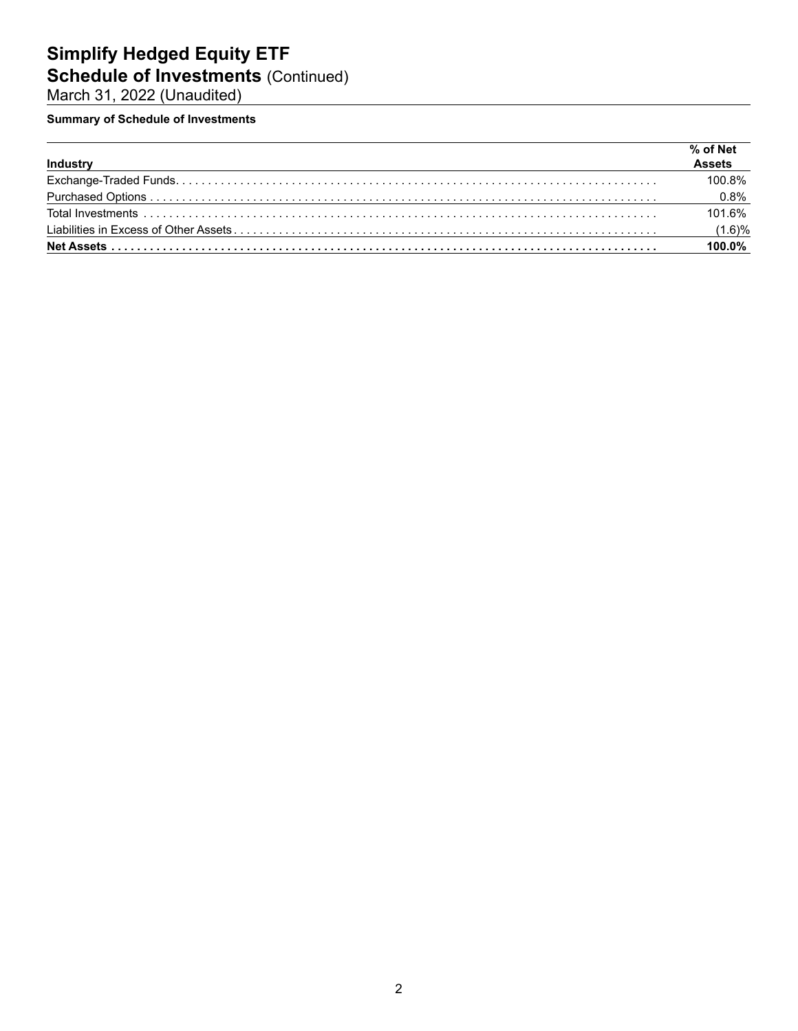# Simplify Hedged Equity ETF

## Schedule of Investments (Continued)

March 31, 2022 (Unaudited)

**Summary of Schedule of Investments**

| Industry | % of Net Assets |
|---|---|
| Exchange-Traded Funds | 100.8% |
| Purchased Options | 0.8% |
| Total Investments | 101.6% |
| Liabilities in Excess of Other Assets | (1.6)% |
| **Net Assets** | **100.0%** |